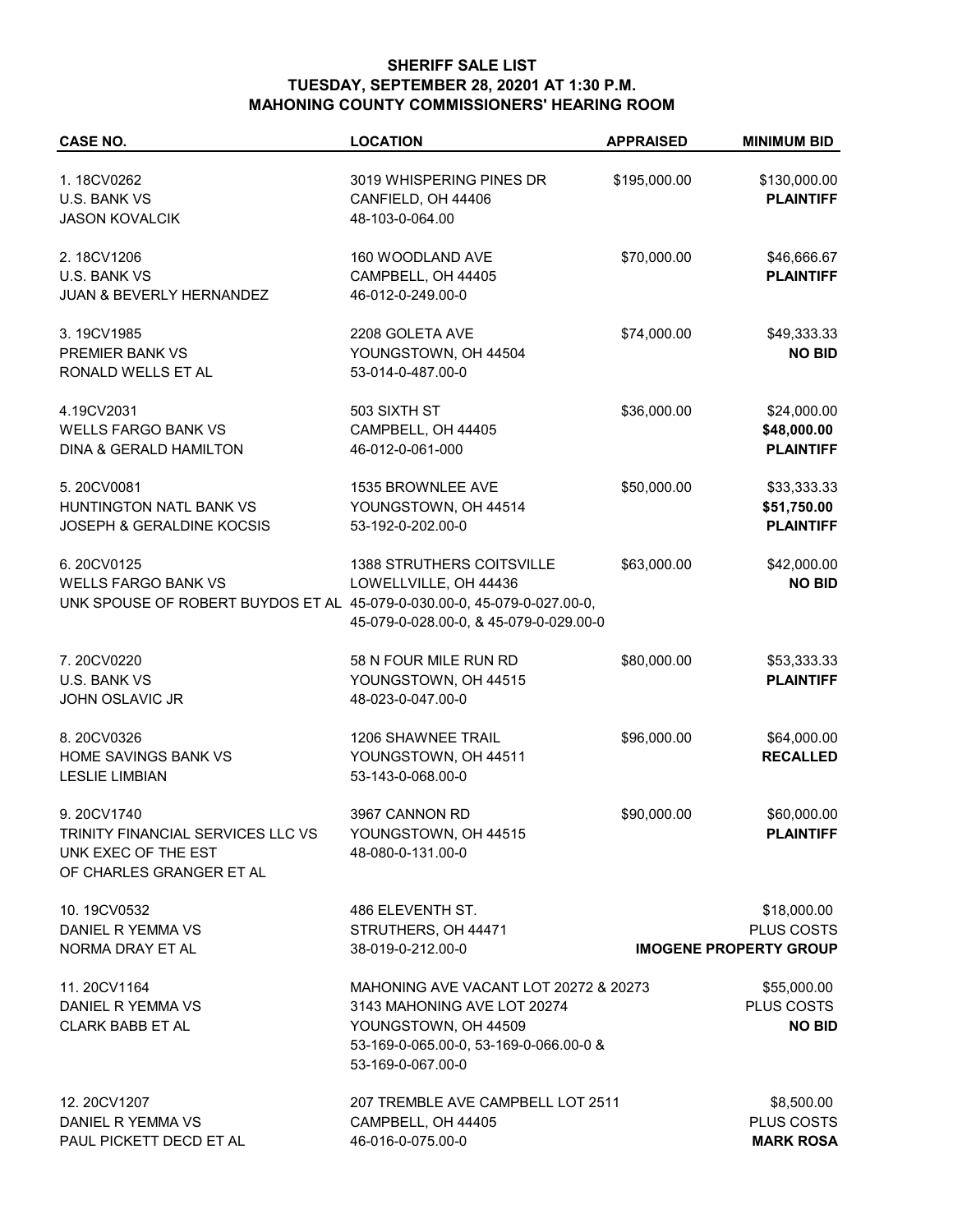# SHERIFF SALE LIST
## TUESDAY, SEPTEMBER 28, 20201 AT 1:30 P.M.
## MAHONING COUNTY COMMISSIONERS' HEARING ROOM

| CASE NO. | LOCATION | APPRAISED | MINIMUM BID |
|---|---|---|---|
| 1. 18CV0262<br>U.S. BANK VS<br>JASON KOVALCIK | 3019 WHISPERING PINES DR<br>CANFIELD, OH 44406<br>48-103-0-064.00 | $195,000.00 | $130,000.00<br>**PLAINTIFF** |
| 2. 18CV1206<br>U.S. BANK VS<br>JUAN & BEVERLY HERNANDEZ | 160 WOODLAND AVE<br>CAMPBELL, OH 44405<br>46-012-0-249.00-0 | $70,000.00 | $46,666.67<br>**PLAINTIFF** |
| 3. 19CV1985<br>PREMIER BANK VS<br>RONALD WELLS ET AL | 2208 GOLETA AVE<br>YOUNGSTOWN, OH 44504<br>53-014-0-487.00-0 | $74,000.00 | $49,333.33<br>**NO BID** |
| 4.19CV2031<br>WELLS FARGO BANK VS<br>DINA & GERALD HAMILTON | 503 SIXTH ST<br>CAMPBELL, OH 44405<br>46-012-0-061-000 | $36,000.00 | $24,000.00<br>**$48,000.00**<br>**PLAINTIFF** |
| 5. 20CV0081<br>HUNTINGTON NATL BANK VS<br>JOSEPH & GERALDINE KOCSIS | 1535 BROWNLEE AVE<br>YOUNGSTOWN, OH 44514<br>53-192-0-202.00-0 | $50,000.00 | $33,333.33<br>**$51,750.00**<br>**PLAINTIFF** |
| 6. 20CV0125<br>WELLS FARGO BANK VS<br>UNK SPOUSE OF ROBERT BUYDOS ET AL | 1388 STRUTHERS COITSVILLE<br>LOWELLVILLE, OH 44436<br>45-079-0-030.00-0, 45-079-0-027.00-0,<br>45-079-0-028.00-0, & 45-079-0-029.00-0 | $63,000.00 | $42,000.00<br>**NO BID** |
| 7. 20CV0220<br>U.S. BANK VS<br>JOHN OSLAVIC JR | 58 N FOUR MILE RUN RD<br>YOUNGSTOWN, OH 44515<br>48-023-0-047.00-0 | $80,000.00 | $53,333.33<br>**PLAINTIFF** |
| 8. 20CV0326<br>HOME SAVINGS BANK VS<br>LESLIE LIMBIAN | 1206 SHAWNEE TRAIL<br>YOUNGSTOWN, OH 44511<br>53-143-0-068.00-0 | $96,000.00 | $64,000.00<br>**RECALLED** |
| 9. 20CV1740<br>TRINITY FINANCIAL SERVICES LLC VS<br>UNK EXEC OF THE EST<br>OF CHARLES GRANGER ET AL | 3967 CANNON RD<br>YOUNGSTOWN, OH 44515<br>48-080-0-131.00-0 | $90,000.00 | $60,000.00<br>**PLAINTIFF** |
| 10. 19CV0532<br>DANIEL R YEMMA VS<br>NORMA DRAY ET AL | 486 ELEVENTH ST.<br>STRUTHERS, OH 44471<br>38-019-0-212.00-0 | | $18,000.00<br>PLUS COSTS<br>**IMOGENE PROPERTY GROUP** |
| 11. 20CV1164<br>DANIEL R YEMMA VS<br>CLARK BABB ET AL | MAHONING AVE VACANT LOT 20272 & 20273<br>3143 MAHONING AVE LOT 20274<br>YOUNGSTOWN, OH 44509<br>53-169-0-065.00-0, 53-169-0-066.00-0 &<br>53-169-0-067.00-0 | | $55,000.00<br>PLUS COSTS<br>**NO BID** |
| 12. 20CV1207<br>DANIEL R YEMMA VS<br>PAUL PICKETT DECD ET AL | 207 TREMBLE AVE CAMPBELL LOT 2511<br>CAMPBELL, OH 44405<br>46-016-0-075.00-0 | | $8,500.00<br>PLUS COSTS<br>**MARK ROSA** |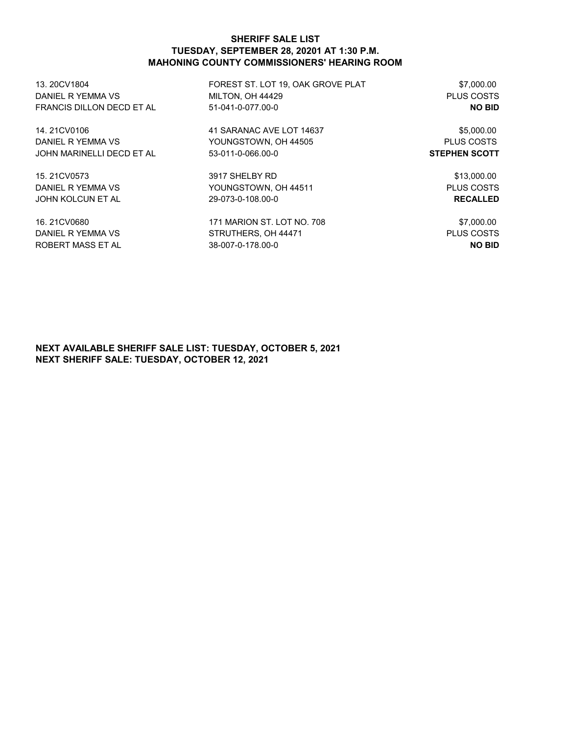**SHERIFF SALE LIST**
**TUESDAY, SEPTEMBER 28, 20201 AT 1:30 P.M.**
**MAHONING COUNTY COMMISSIONERS' HEARING ROOM**

| | | |
|---|---|---|
| 13. 20CV1804 | FOREST ST. LOT 19, OAK GROVE PLAT | $7,000.00 |
| DANIEL R YEMMA VS | MILTON, OH 44429 | PLUS COSTS |
| FRANCIS DILLON DECD ET AL | 51-041-0-077.00-0 | **NO BID** |
| 14. 21CV0106 | 41 SARANAC AVE LOT 14637 | $5,000.00 |
| DANIEL R YEMMA VS | YOUNGSTOWN, OH 44505 | PLUS COSTS |
| JOHN MARINELLI DECD ET AL | 53-011-0-066.00-0 | **STEPHEN SCOTT** |
| 15. 21CV0573 | 3917 SHELBY RD | $13,000.00 |
| DANIEL R YEMMA VS | YOUNGSTOWN, OH 44511 | PLUS COSTS |
| JOHN KOLCUN ET AL | 29-073-0-108.00-0 | **RECALLED** |
| 16. 21CV0680 | 171 MARION ST. LOT NO. 708 | $7,000.00 |
| DANIEL R YEMMA VS | STRUTHERS, OH 44471 | PLUS COSTS |
| ROBERT MASS ET AL | 38-007-0-178.00-0 | **NO BID** |

**NEXT AVAILABLE SHERIFF SALE LIST: TUESDAY, OCTOBER 5, 2021**
**NEXT SHERIFF SALE: TUESDAY, OCTOBER 12, 2021**